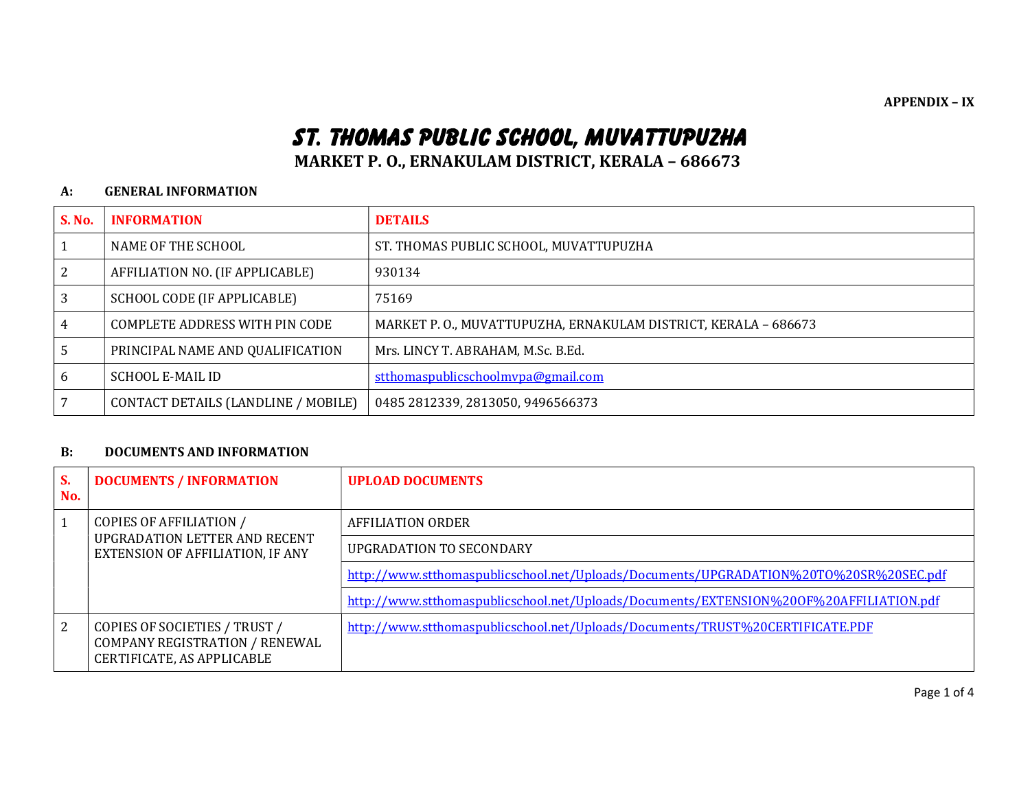APPENDIX – IX

# ST. THOMAS PUBLIC SCHOOL, MUVATTUPUZHA

## MARKET P. O., ERNAKULAM DISTRICT, KERALA – 686673

### A: GENERAL INFORMATION

| S. No. | INFORMATION | DETAILS |
|---|---|---|
| 1 | NAME OF THE SCHOOL | ST. THOMAS PUBLIC SCHOOL, MUVATTUPUZHA |
| 2 | AFFILIATION NO. (IF APPLICABLE) | 930134 |
| 3 | SCHOOL CODE (IF APPLICABLE) | 75169 |
| 4 | COMPLETE ADDRESS WITH PIN CODE | MARKET P. O., MUVATTUPUZHA, ERNAKULAM DISTRICT, KERALA – 686673 |
| 5 | PRINCIPAL NAME AND QUALIFICATION | Mrs. LINCY T. ABRAHAM, M.Sc. B.Ed. |
| 6 | SCHOOL E-MAIL ID | stthomaspublicschoolmvpa@gmail.com |
| 7 | CONTACT DETAILS (LANDLINE / MOBILE) | 0485 2812339, 2813050, 9496566373 |

### B: DOCUMENTS AND INFORMATION

| S. No. | DOCUMENTS / INFORMATION | UPLOAD DOCUMENTS |
|---|---|---|
| 1 | COPIES OF AFFILIATION / UPGRADATION LETTER AND RECENT EXTENSION OF AFFILIATION, IF ANY | AFFILIATION ORDER |
| | | UPGRADATION TO SECONDARY |
| | | http://www.stthomaspublicschool.net/Uploads/Documents/UPGRADATION%20TO%20SR%20SEC.pdf |
| | | http://www.stthomaspublicschool.net/Uploads/Documents/EXTENSION%20OF%20AFFILIATION.pdf |
| 2 | COPIES OF SOCIETIES / TRUST / COMPANY REGISTRATION / RENEWAL CERTIFICATE, AS APPLICABLE | http://www.stthomaspublicschool.net/Uploads/Documents/TRUST%20CERTIFICATE.PDF |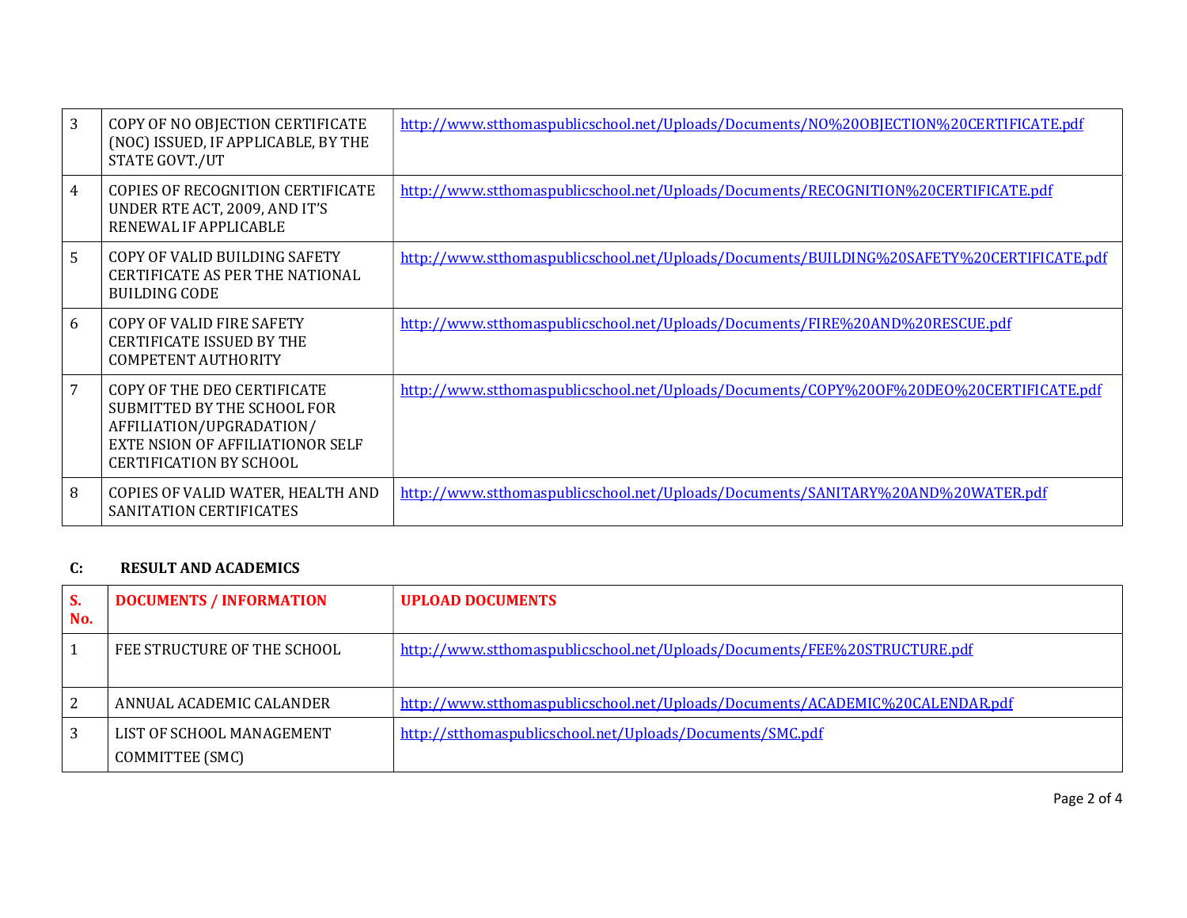| | | |
|---|---|---|
| 3 | COPY OF NO OBJECTION CERTIFICATE (NOC) ISSUED, IF APPLICABLE, BY THE STATE GOVT./UT | http://www.stthomaspublicschool.net/Uploads/Documents/NO%20OBJECTION%20CERTIFICATE.pdf |
| 4 | COPIES OF RECOGNITION CERTIFICATE UNDER RTE ACT, 2009, AND IT'S RENEWAL IF APPLICABLE | http://www.stthomaspublicschool.net/Uploads/Documents/RECOGNITION%20CERTIFICATE.pdf |
| 5 | COPY OF VALID BUILDING SAFETY CERTIFICATE AS PER THE NATIONAL BUILDING CODE | http://www.stthomaspublicschool.net/Uploads/Documents/BUILDING%20SAFETY%20CERTIFICATE.pdf |
| 6 | COPY OF VALID FIRE SAFETY CERTIFICATE ISSUED BY THE COMPETENT AUTHORITY | http://www.stthomaspublicschool.net/Uploads/Documents/FIRE%20AND%20RESCUE.pdf |
| 7 | COPY OF THE DEO CERTIFICATE SUBMITTED BY THE SCHOOL FOR AFFILIATION/UPGRADATION/ EXTE NSION OF AFFILIATIONOR SELF CERTIFICATION BY SCHOOL | http://www.stthomaspublicschool.net/Uploads/Documents/COPY%20OF%20DEO%20CERTIFICATE.pdf |
| 8 | COPIES OF VALID WATER, HEALTH AND SANITATION CERTIFICATES | http://www.stthomaspublicschool.net/Uploads/Documents/SANITARY%20AND%20WATER.pdf |

**C: RESULT AND ACADEMICS**

| S. No. | DOCUMENTS / INFORMATION | UPLOAD DOCUMENTS |
|---|---|---|
| 1 | FEE STRUCTURE OF THE SCHOOL | http://www.stthomaspublicschool.net/Uploads/Documents/FEE%20STRUCTURE.pdf |
| 2 | ANNUAL ACADEMIC CALANDER | http://www.stthomaspublicschool.net/Uploads/Documents/ACADEMIC%20CALENDAR.pdf |
| 3 | LIST OF SCHOOL MANAGEMENT COMMITTEE (SMC) | http://stthomaspublicschool.net/Uploads/Documents/SMC.pdf |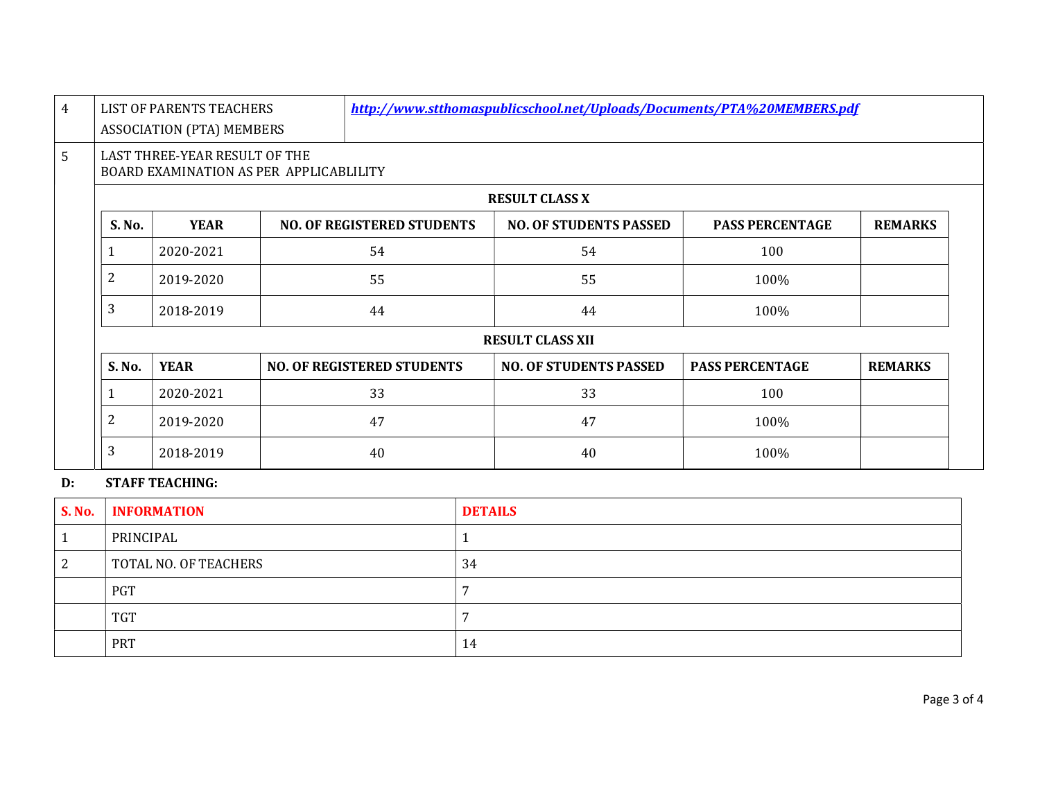| 4 | LIST OF PARENTS TEACHERS ASSOCIATION (PTA) MEMBERS | ***http://www.stthomaspublicschool.net/Uploads/Documents/PTA%20MEMBERS.pdf*** |
|---|---|---|
| 5 | LAST THREE-YEAR RESULT OF THE BOARD EXAMINATION AS PER APPLICABLILITY | |

**RESULT CLASS X**

| S. No. | YEAR | NO. OF REGISTERED STUDENTS | NO. OF STUDENTS PASSED | PASS PERCENTAGE | REMARKS |
|---|---|---|---|---|---|
| 1 | 2020-2021 | 54 | 54 | 100 | |
| 2 | 2019-2020 | 55 | 55 | 100% | |
| 3 | 2018-2019 | 44 | 44 | 100% | |

**RESULT CLASS XII**

| S. No. | YEAR | NO. OF REGISTERED STUDENTS | NO. OF STUDENTS PASSED | PASS PERCENTAGE | REMARKS |
|---|---|---|---|---|---|
| 1 | 2020-2021 | 33 | 33 | 100 | |
| 2 | 2019-2020 | 47 | 47 | 100% | |
| 3 | 2018-2019 | 40 | 40 | 100% | |

**D: STAFF TEACHING:**

| S. No. | INFORMATION | DETAILS |
|---|---|---|
| 1 | PRINCIPAL | 1 |
| 2 | TOTAL NO. OF TEACHERS | 34 |
| | PGT | 7 |
| | TGT | 7 |
| | PRT | 14 |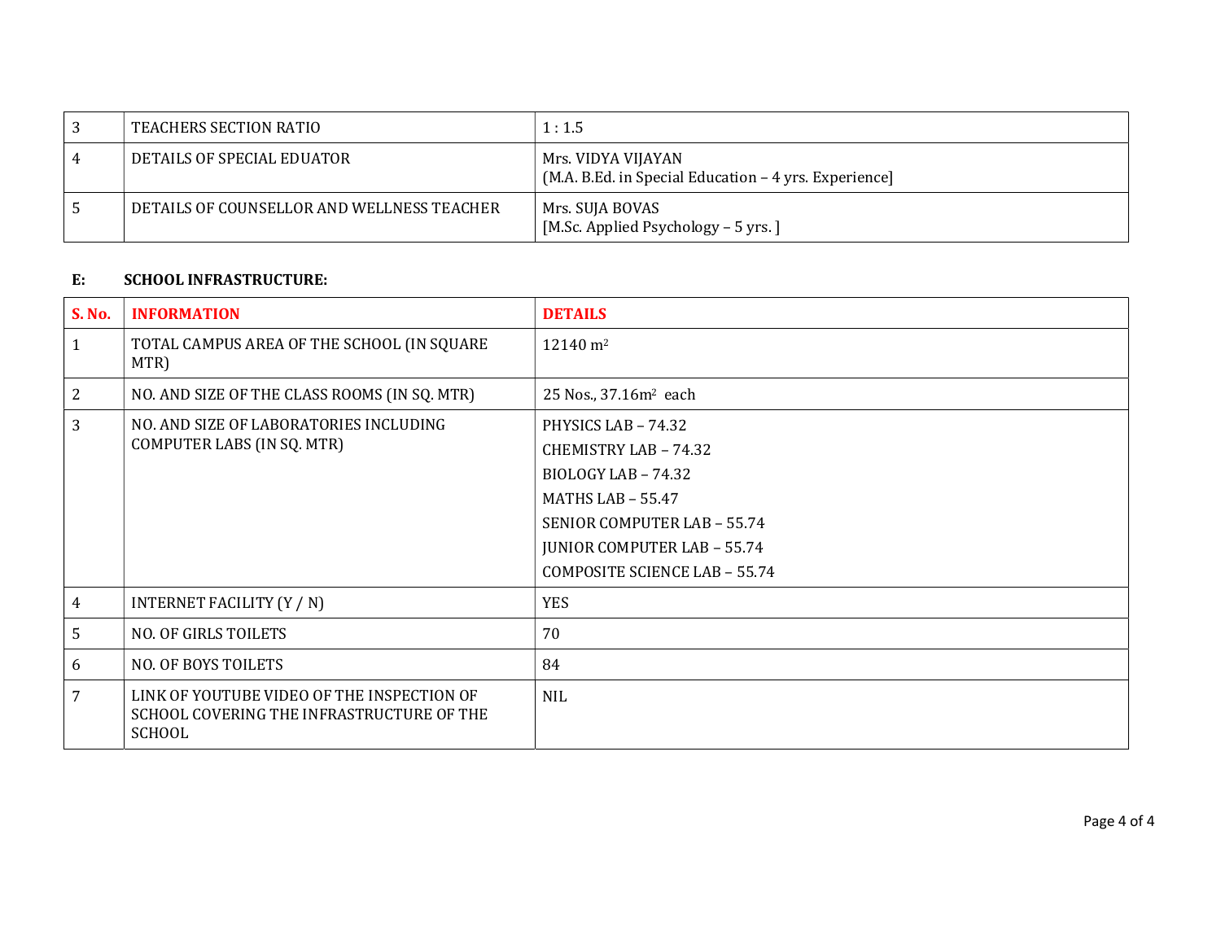| | | |
|---|---|---|
| 3 | TEACHERS SECTION RATIO | 1 : 1.5 |
| 4 | DETAILS OF SPECIAL EDUATOR | Mrs. VIDYA VIJAYAN<br>[M.A. B.Ed. in Special Education – 4 yrs. Experience] |
| 5 | DETAILS OF COUNSELLOR AND WELLNESS TEACHER | Mrs. SUJA BOVAS<br>[M.Sc. Applied Psychology – 5 yrs. ] |

**E: SCHOOL INFRASTRUCTURE:**

| S. No. | INFORMATION | DETAILS |
|---|---|---|
| 1 | TOTAL CAMPUS AREA OF THE SCHOOL (IN SQUARE MTR) | 12140 $m^2$ |
| 2 | NO. AND SIZE OF THE CLASS ROOMS (IN SQ. MTR) | 25 Nos., 37.16$m^2$ each |
| 3 | NO. AND SIZE OF LABORATORIES INCLUDING COMPUTER LABS (IN SQ. MTR) | PHYSICS LAB – 74.32<br>CHEMISTRY LAB – 74.32<br>BIOLOGY LAB – 74.32<br>MATHS LAB – 55.47<br>SENIOR COMPUTER LAB – 55.74<br>JUNIOR COMPUTER LAB – 55.74<br>COMPOSITE SCIENCE LAB – 55.74 |
| 4 | INTERNET FACILITY (Y / N) | YES |
| 5 | NO. OF GIRLS TOILETS | 70 |
| 6 | NO. OF BOYS TOILETS | 84 |
| 7 | LINK OF YOUTUBE VIDEO OF THE INSPECTION OF SCHOOL COVERING THE INFRASTRUCTURE OF THE SCHOOL | NIL |